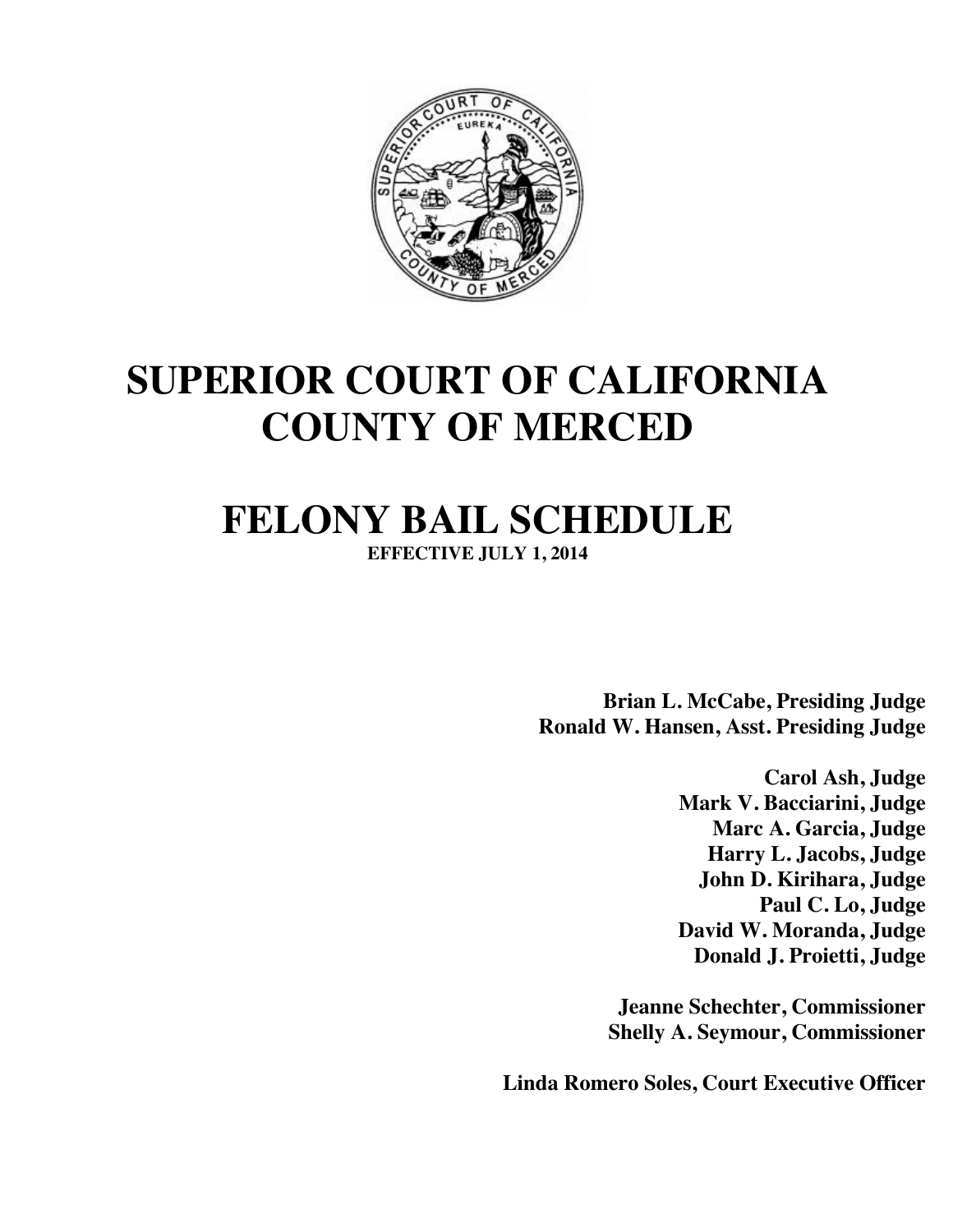# SUPERIOR COURT OF CALIFORNIA
# COUNTY OF MERCED

# FELONY BAIL SCHEDULE

**EFFECTIVE JULY 1, 2014**

**Brian L. McCabe, Presiding Judge**
**Ronald W. Hansen, Asst. Presiding Judge**

**Carol Ash, Judge**
**Mark V. Bacciarini, Judge**
**Marc A. Garcia, Judge**
**Harry L. Jacobs, Judge**
**John D. Kirihara, Judge**
**Paul C. Lo, Judge**
**David W. Moranda, Judge**
**Donald J. Proietti, Judge**

**Jeanne Schechter, Commissioner**
**Shelly A. Seymour, Commissioner**

**Linda Romero Soles, Court Executive Officer**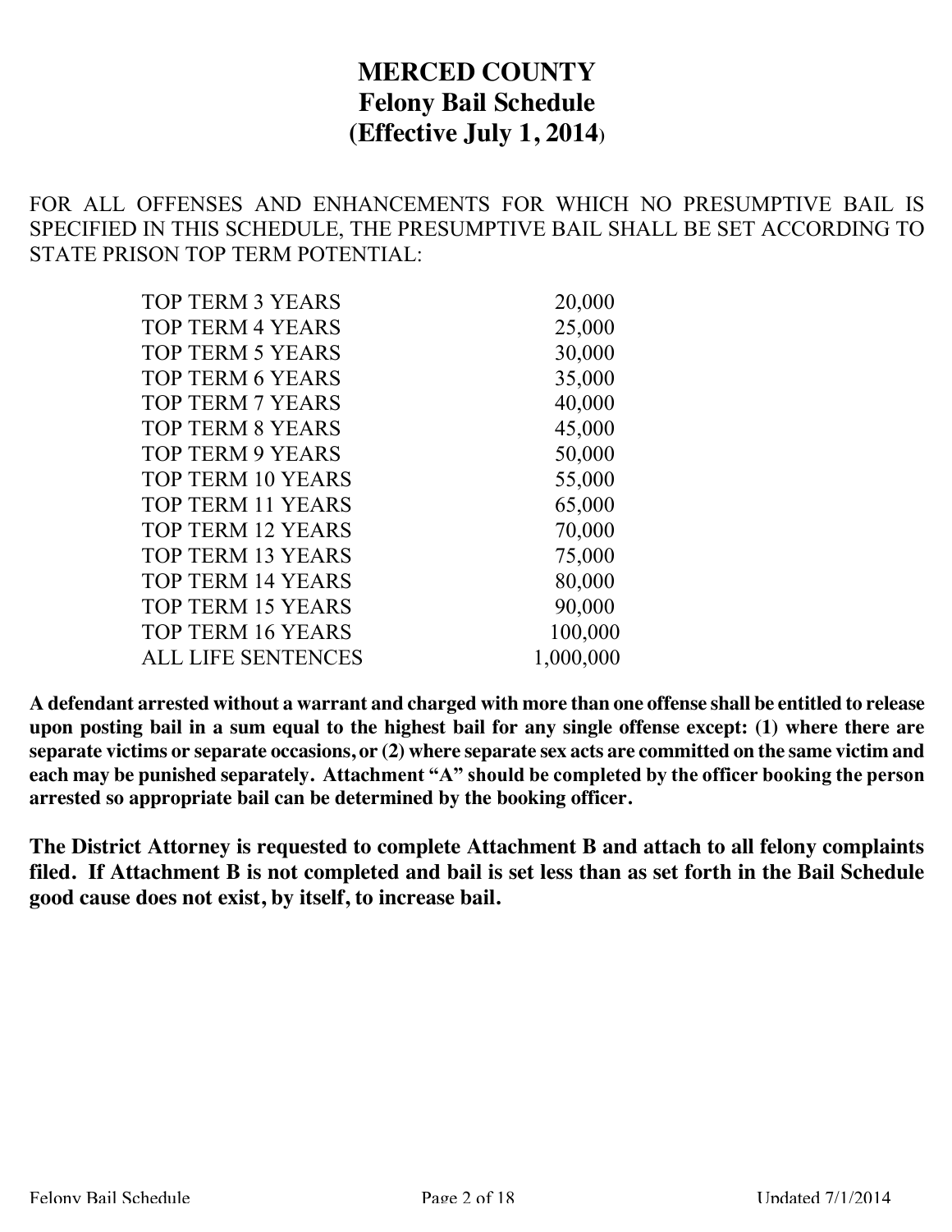# MERCED COUNTY
## Felony Bail Schedule
## (Effective July 1, 2014)

FOR ALL OFFENSES AND ENHANCEMENTS FOR WHICH NO PRESUMPTIVE BAIL IS SPECIFIED IN THIS SCHEDULE, THE PRESUMPTIVE BAIL SHALL BE SET ACCORDING TO STATE PRISON TOP TERM POTENTIAL:

| | |
|---|---:|
| TOP TERM 3 YEARS | 20,000 |
| TOP TERM 4 YEARS | 25,000 |
| TOP TERM 5 YEARS | 30,000 |
| TOP TERM 6 YEARS | 35,000 |
| TOP TERM 7 YEARS | 40,000 |
| TOP TERM 8 YEARS | 45,000 |
| TOP TERM 9 YEARS | 50,000 |
| TOP TERM 10 YEARS | 55,000 |
| TOP TERM 11 YEARS | 65,000 |
| TOP TERM 12 YEARS | 70,000 |
| TOP TERM 13 YEARS | 75,000 |
| TOP TERM 14 YEARS | 80,000 |
| TOP TERM 15 YEARS | 90,000 |
| TOP TERM 16 YEARS | 100,000 |
| ALL LIFE SENTENCES | 1,000,000 |

**A defendant arrested without a warrant and charged with more than one offense shall be entitled to release upon posting bail in a sum equal to the highest bail for any single offense except: (1) where there are separate victims or separate occasions, or (2) where separate sex acts are committed on the same victim and each may be punished separately. Attachment "A" should be completed by the officer booking the person arrested so appropriate bail can be determined by the booking officer.**

**The District Attorney is requested to complete Attachment B and attach to all felony complaints filed. If Attachment B is not completed and bail is set less than as set forth in the Bail Schedule good cause does not exist, by itself, to increase bail.**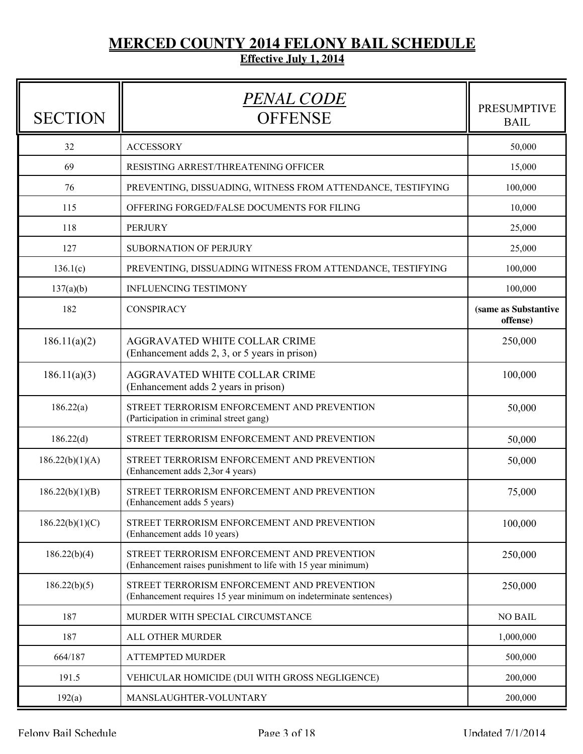# MERCED COUNTY 2014 FELONY BAIL SCHEDULE

**Effective July 1, 2014**

| SECTION | *PENAL CODE* OFFENSE | PRESUMPTIVE BAIL |
|---|---|---|
| 32 | ACCESSORY | 50,000 |
| 69 | RESISTING ARREST/THREATENING OFFICER | 15,000 |
| 76 | PREVENTING, DISSUADING, WITNESS FROM ATTENDANCE, TESTIFYING | 100,000 |
| 115 | OFFERING FORGED/FALSE DOCUMENTS FOR FILING | 10,000 |
| 118 | PERJURY | 25,000 |
| 127 | SUBORNATION OF PERJURY | 25,000 |
| 136.1(c) | PREVENTING, DISSUADING WITNESS FROM ATTENDANCE, TESTIFYING | 100,000 |
| 137(a)(b) | INFLUENCING TESTIMONY | 100,000 |
| 182 | CONSPIRACY | **(same as Substantive offense)** |
| 186.11(a)(2) | AGGRAVATED WHITE COLLAR CRIME (Enhancement adds 2, 3, or 5 years in prison) | 250,000 |
| 186.11(a)(3) | AGGRAVATED WHITE COLLAR CRIME (Enhancement adds 2 years in prison) | 100,000 |
| 186.22(a) | STREET TERRORISM ENFORCEMENT AND PREVENTION (Participation in criminal street gang) | 50,000 |
| 186.22(d) | STREET TERRORISM ENFORCEMENT AND PREVENTION | 50,000 |
| 186.22(b)(1)(A) | STREET TERRORISM ENFORCEMENT AND PREVENTION (Enhancement adds 2,3or 4 years) | 50,000 |
| 186.22(b)(1)(B) | STREET TERRORISM ENFORCEMENT AND PREVENTION (Enhancement adds 5 years) | 75,000 |
| 186.22(b)(1)(C) | STREET TERRORISM ENFORCEMENT AND PREVENTION (Enhancement adds 10 years) | 100,000 |
| 186.22(b)(4) | STREET TERRORISM ENFORCEMENT AND PREVENTION (Enhancement raises punishment to life with 15 year minimum) | 250,000 |
| 186.22(b)(5) | STREET TERRORISM ENFORCEMENT AND PREVENTION (Enhancement requires 15 year minimum on indeterminate sentences) | 250,000 |
| 187 | MURDER WITH SPECIAL CIRCUMSTANCE | NO BAIL |
| 187 | ALL OTHER MURDER | 1,000,000 |
| 664/187 | ATTEMPTED MURDER | 500,000 |
| 191.5 | VEHICULAR HOMICIDE (DUI WITH GROSS NEGLIGENCE) | 200,000 |
| 192(a) | MANSLAUGHTER-VOLUNTARY | 200,000 |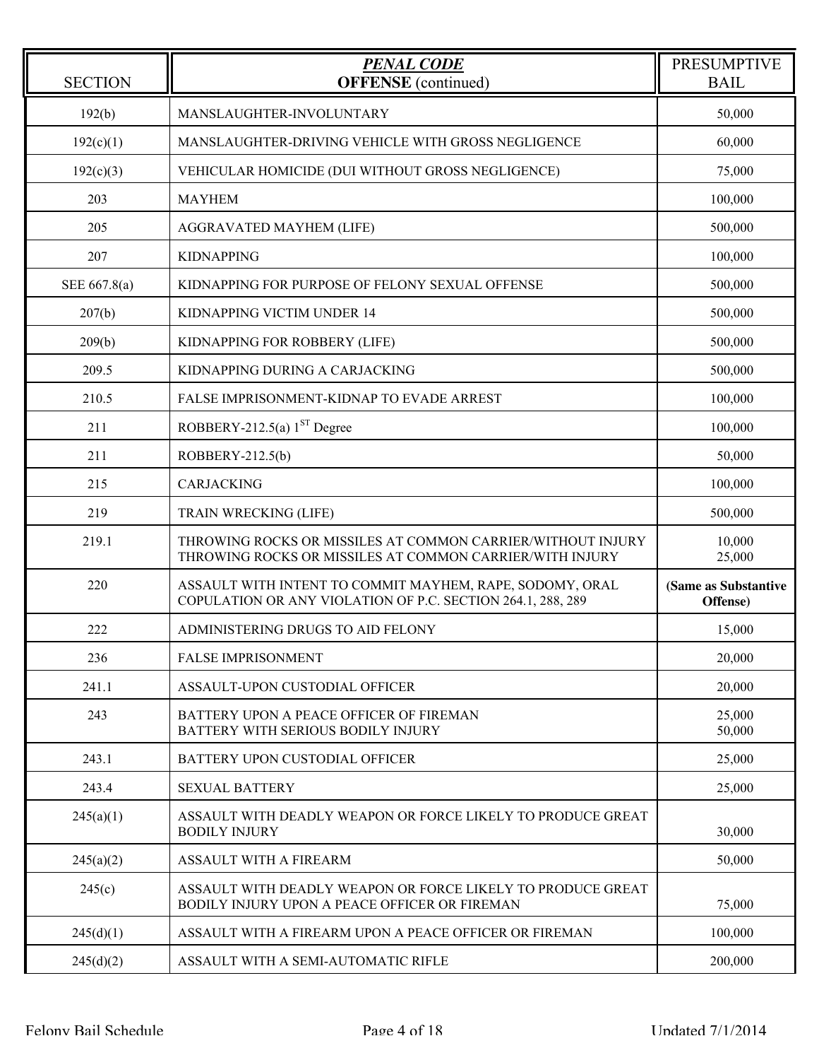| SECTION | ***PENAL CODE*** **OFFENSE** (continued) | PRESUMPTIVE BAIL |
|---|---|---|
| 192(b) | MANSLAUGHTER-INVOLUNTARY | 50,000 |
| 192(c)(1) | MANSLAUGHTER-DRIVING VEHICLE WITH GROSS NEGLIGENCE | 60,000 |
| 192(c)(3) | VEHICULAR HOMICIDE (DUI WITHOUT GROSS NEGLIGENCE) | 75,000 |
| 203 | MAYHEM | 100,000 |
| 205 | AGGRAVATED MAYHEM (LIFE) | 500,000 |
| 207 | KIDNAPPING | 100,000 |
| SEE 667.8(a) | KIDNAPPING FOR PURPOSE OF FELONY SEXUAL OFFENSE | 500,000 |
| 207(b) | KIDNAPPING VICTIM UNDER 14 | 500,000 |
| 209(b) | KIDNAPPING FOR ROBBERY (LIFE) | 500,000 |
| 209.5 | KIDNAPPING DURING A CARJACKING | 500,000 |
| 210.5 | FALSE IMPRISONMENT-KIDNAP TO EVADE ARREST | 100,000 |
| 211 | ROBBERY-212.5(a) 1ST Degree | 100,000 |
| 211 | ROBBERY-212.5(b) | 50,000 |
| 215 | CARJACKING | 100,000 |
| 219 | TRAIN WRECKING (LIFE) | 500,000 |
| 219.1 | THROWING ROCKS OR MISSILES AT COMMON CARRIER/WITHOUT INJURY<br>THROWING ROCKS OR MISSILES AT COMMON CARRIER/WITH INJURY | 10,000<br>25,000 |
| 220 | ASSAULT WITH INTENT TO COMMIT MAYHEM, RAPE, SODOMY, ORAL COPULATION OR ANY VIOLATION OF P.C. SECTION 264.1, 288, 289 | **(Same as Substantive Offense)** |
| 222 | ADMINISTERING DRUGS TO AID FELONY | 15,000 |
| 236 | FALSE IMPRISONMENT | 20,000 |
| 241.1 | ASSAULT-UPON CUSTODIAL OFFICER | 20,000 |
| 243 | BATTERY UPON A PEACE OFFICER OF FIREMAN<br>BATTERY WITH SERIOUS BODILY INJURY | 25,000<br>50,000 |
| 243.1 | BATTERY UPON CUSTODIAL OFFICER | 25,000 |
| 243.4 | SEXUAL BATTERY | 25,000 |
| 245(a)(1) | ASSAULT WITH DEADLY WEAPON OR FORCE LIKELY TO PRODUCE GREAT BODILY INJURY | 30,000 |
| 245(a)(2) | ASSAULT WITH A FIREARM | 50,000 |
| 245(c) | ASSAULT WITH DEADLY WEAPON OR FORCE LIKELY TO PRODUCE GREAT BODILY INJURY UPON A PEACE OFFICER OR FIREMAN | 75,000 |
| 245(d)(1) | ASSAULT WITH A FIREARM UPON A PEACE OFFICER OR FIREMAN | 100,000 |
| 245(d)(2) | ASSAULT WITH A SEMI-AUTOMATIC RIFLE | 200,000 |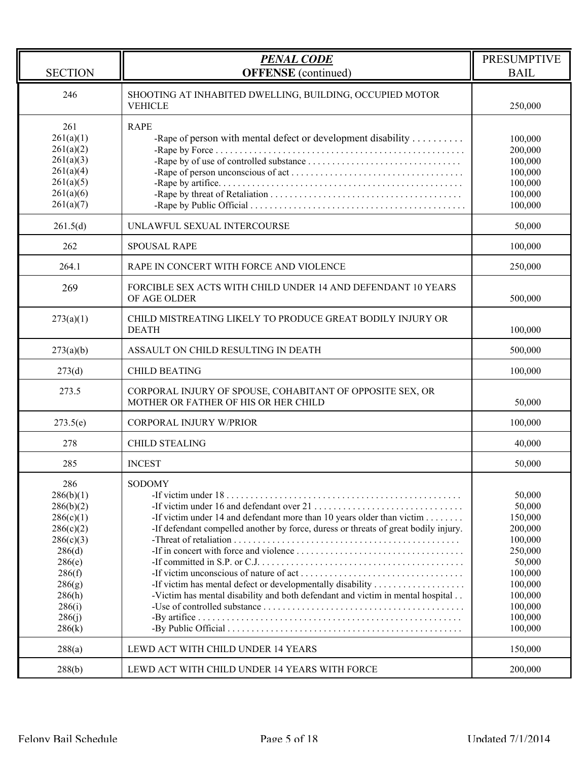| SECTION | ***PENAL CODE*** **OFFENSE** (continued) | PRESUMPTIVE BAIL |
|---|---|---|
| 246 | SHOOTING AT INHABITED DWELLING, BUILDING, OCCUPIED MOTOR VEHICLE | 250,000 |
| 261 | RAPE | |
| 261(a)(1) | -Rape of person with mental defect or development disability . . . . . . . . . . | 100,000 |
| 261(a)(2) | -Rape by Force . . . . . . . . . . . . . . . . . . . . . . . . . . . . . . . . . . . . . . . . . . . . . . . . . . | 200,000 |
| 261(a)(3) | -Rape by of use of controlled substance . . . . . . . . . . . . . . . . . . . . . . . . . . . . . . . | 100,000 |
| 261(a)(4) | -Rape of person unconscious of act . . . . . . . . . . . . . . . . . . . . . . . . . . . . . . . . . . . | 100,000 |
| 261(a)(5) | -Rape by artifice. . . . . . . . . . . . . . . . . . . . . . . . . . . . . . . . . . . . . . . . . . . . . . . . . . | 100,000 |
| 261(a)(6) | -Rape by threat of Retaliation . . . . . . . . . . . . . . . . . . . . . . . . . . . . . . . . . . . . . . . | 100,000 |
| 261(a)(7) | -Rape by Public Official . . . . . . . . . . . . . . . . . . . . . . . . . . . . . . . . . . . . . . . . . . . . | 100,000 |
| 261.5(d) | UNLAWFUL SEXUAL INTERCOURSE | 50,000 |
| 262 | SPOUSAL RAPE | 100,000 |
| 264.1 | RAPE IN CONCERT WITH FORCE AND VIOLENCE | 250,000 |
| 269 | FORCIBLE SEX ACTS WITH CHILD UNDER 14 AND DEFENDANT 10 YEARS OF AGE OLDER | 500,000 |
| 273(a)(1) | CHILD MISTREATING LIKELY TO PRODUCE GREAT BODILY INJURY OR DEATH | 100,000 |
| 273(a)(b) | ASSAULT ON CHILD RESULTING IN DEATH | 500,000 |
| 273(d) | CHILD BEATING | 100,000 |
| 273.5 | CORPORAL INJURY OF SPOUSE, COHABITANT OF OPPOSITE SEX, OR MOTHER OR FATHER OF HIS OR HER CHILD | 50,000 |
| 273.5(e) | CORPORAL INJURY W/PRIOR | 100,000 |
| 278 | CHILD STEALING | 40,000 |
| 285 | INCEST | 50,000 |
| 286 | SODOMY | |
| 286(b)(1) | -If victim under 18 . . . . . . . . . . . . . . . . . . . . . . . . . . . . . . . . . . . . . . . . . . . . . . . . | 50,000 |
| 286(b)(2) | -If victim under 16 and defendant over 21 . . . . . . . . . . . . . . . . . . . . . . . . . . . . . . | 50,000 |
| 286(c)(1) | -If victim under 14 and defendant more than 10 years older than victim . . . . . . . . | 150,000 |
| 286(c)(2) | -If defendant compelled another by force, duress or threats of great bodily injury. | 200,000 |
| 286(c)(3) | -Threat of retaliation . . . . . . . . . . . . . . . . . . . . . . . . . . . . . . . . . . . . . . . . . . . . . . | 100,000 |
| 286(d) | -If in concert with force and violence . . . . . . . . . . . . . . . . . . . . . . . . . . . . . . . . . . | 250,000 |
| 286(e) | -If committed in S.P. or C.J. . . . . . . . . . . . . . . . . . . . . . . . . . . . . . . . . . . . . . . . . . | 50,000 |
| 286(f) | -If victim unconscious of nature of act . . . . . . . . . . . . . . . . . . . . . . . . . . . . . . . . . | 100,000 |
| 286(g) | -If victim has mental defect or developmentally disability . . . . . . . . . . . . . . . . . . | 100,000 |
| 286(h) | -Victim has mental disability and both defendant and victim in mental hospital . . | 100,000 |
| 286(i) | -Use of controlled substance . . . . . . . . . . . . . . . . . . . . . . . . . . . . . . . . . . . . . . . . . | 100,000 |
| 286(j) | -By artifice . . . . . . . . . . . . . . . . . . . . . . . . . . . . . . . . . . . . . . . . . . . . . . . . . . . . . | 100,000 |
| 286(k) | -By Public Official . . . . . . . . . . . . . . . . . . . . . . . . . . . . . . . . . . . . . . . . . . . . . . . . | 100,000 |
| 288(a) | LEWD ACT WITH CHILD UNDER 14 YEARS | 150,000 |
| 288(b) | LEWD ACT WITH CHILD UNDER 14 YEARS WITH FORCE | 200,000 |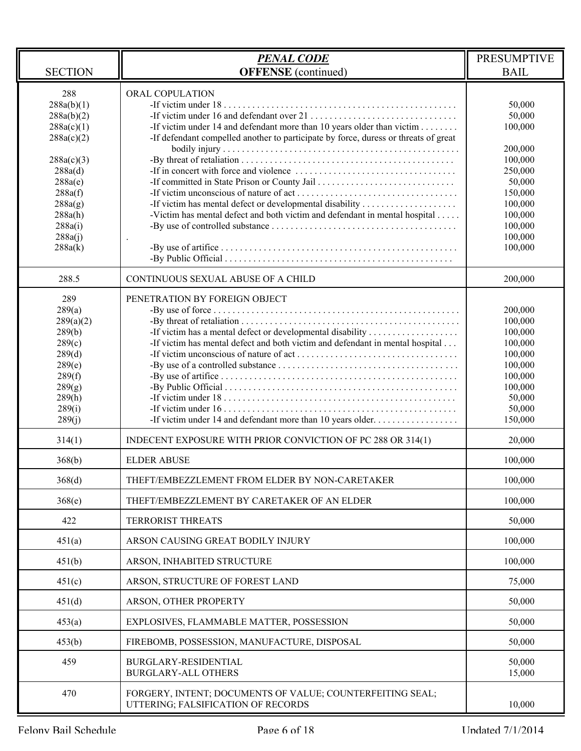| SECTION | *PENAL CODE* **OFFENSE** (continued) | PRESUMPTIVE BAIL |
|---|---|---|
| 288 | ORAL COPULATION | |
| 288a(b)(1) | -If victim under 18 | 50,000 |
| 288a(b)(2) | -If victim under 16 and defendant over 21 | 50,000 |
| 288a(c)(1) | -If victim under 14 and defendant more than 10 years older than victim | 100,000 |
| 288a(c)(2) | -If defendant compelled another to participate by force, duress or threats of great bodily injury | 200,000 |
| 288a(c)(3) | -By threat of retaliation | 100,000 |
| 288a(d) | -If in concert with force and violence | 250,000 |
| 288a(e) | -If committed in State Prison or County Jail | 50,000 |
| 288a(f) | -If victim unconscious of nature of act | 150,000 |
| 288a(g) | -If victim has mental defect or developmental disability | 100,000 |
| 288a(h) | -Victim has mental defect and both victim and defendant in mental hospital | 100,000 |
| 288a(i) | -By use of controlled substance | 100,000 |
| 288a(j) | . | 100,000 |
| 288a(k) | -By use of artifice | 100,000 |
| | -By Public Official | |
| 288.5 | CONTINUOUS SEXUAL ABUSE OF A CHILD | 200,000 |
| 289 | PENETRATION BY FOREIGN OBJECT | |
| 289(a) | -By use of force | 200,000 |
| 289(a)(2) | -By threat of retaliation | 100,000 |
| 289(b) | -If victim has a mental defect or developmental disability | 100,000 |
| 289(c) | -If victim has mental defect and both victim and defendant in mental hospital | 100,000 |
| 289(d) | -If victim unconscious of nature of act | 100,000 |
| 289(e) | -By use of a controlled substance | 100,000 |
| 289(f) | -By use of artifice | 100,000 |
| 289(g) | -By Public Official | 100,000 |
| 289(h) | -If victim under 18 | 50,000 |
| 289(i) | -If victim under 16 | 50,000 |
| 289(j) | -If victim under 14 and defendant more than 10 years older. | 150,000 |
| 314(1) | INDECENT EXPOSURE WITH PRIOR CONVICTION OF PC 288 OR 314(1) | 20,000 |
| 368(b) | ELDER ABUSE | 100,000 |
| 368(d) | THEFT/EMBEZZLEMENT FROM ELDER BY NON-CARETAKER | 100,000 |
| 368(e) | THEFT/EMBEZZLEMENT BY CARETAKER OF AN ELDER | 100,000 |
| 422 | TERRORIST THREATS | 50,000 |
| 451(a) | ARSON CAUSING GREAT BODILY INJURY | 100,000 |
| 451(b) | ARSON, INHABITED STRUCTURE | 100,000 |
| 451(c) | ARSON, STRUCTURE OF FOREST LAND | 75,000 |
| 451(d) | ARSON, OTHER PROPERTY | 50,000 |
| 453(a) | EXPLOSIVES, FLAMMABLE MATTER, POSSESSION | 50,000 |
| 453(b) | FIREBOMB, POSSESSION, MANUFACTURE, DISPOSAL | 50,000 |
| 459 | BURGLARY-RESIDENTIAL | 50,000 |
| | BURGLARY-ALL OTHERS | 15,000 |
| 470 | FORGERY, INTENT; DOCUMENTS OF VALUE; COUNTERFEITING SEAL; UTTERING; FALSIFICATION OF RECORDS | 10,000 |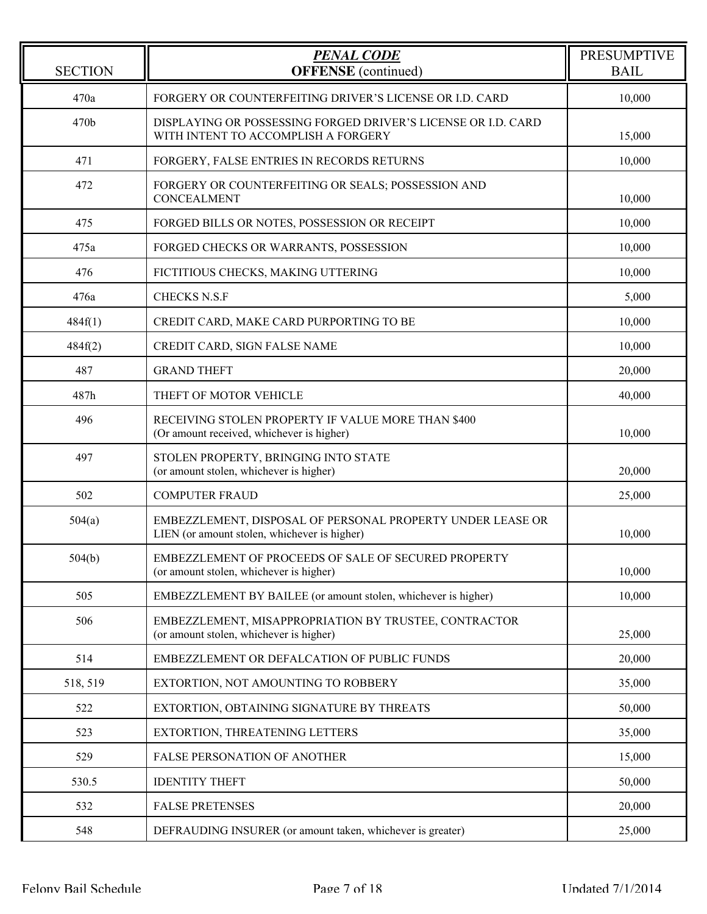| SECTION | ***PENAL CODE*** **OFFENSE** (continued) | PRESUMPTIVE BAIL |
|---|---|---|
| 470a | FORGERY OR COUNTERFEITING DRIVER'S LICENSE OR I.D. CARD | 10,000 |
| 470b | DISPLAYING OR POSSESSING FORGED DRIVER'S LICENSE OR I.D. CARD WITH INTENT TO ACCOMPLISH A FORGERY | 15,000 |
| 471 | FORGERY, FALSE ENTRIES IN RECORDS RETURNS | 10,000 |
| 472 | FORGERY OR COUNTERFEITING OR SEALS; POSSESSION AND CONCEALMENT | 10,000 |
| 475 | FORGED BILLS OR NOTES, POSSESSION OR RECEIPT | 10,000 |
| 475a | FORGED CHECKS OR WARRANTS, POSSESSION | 10,000 |
| 476 | FICTITIOUS CHECKS, MAKING UTTERING | 10,000 |
| 476a | CHECKS N.S.F | 5,000 |
| 484f(1) | CREDIT CARD, MAKE CARD PURPORTING TO BE | 10,000 |
| 484f(2) | CREDIT CARD, SIGN FALSE NAME | 10,000 |
| 487 | GRAND THEFT | 20,000 |
| 487h | THEFT OF MOTOR VEHICLE | 40,000 |
| 496 | RECEIVING STOLEN PROPERTY IF VALUE MORE THAN $400 (Or amount received, whichever is higher) | 10,000 |
| 497 | STOLEN PROPERTY, BRINGING INTO STATE (or amount stolen, whichever is higher) | 20,000 |
| 502 | COMPUTER FRAUD | 25,000 |
| 504(a) | EMBEZZLEMENT, DISPOSAL OF PERSONAL PROPERTY UNDER LEASE OR LIEN (or amount stolen, whichever is higher) | 10,000 |
| 504(b) | EMBEZZLEMENT OF PROCEEDS OF SALE OF SECURED PROPERTY (or amount stolen, whichever is higher) | 10,000 |
| 505 | EMBEZZLEMENT BY BAILEE (or amount stolen, whichever is higher) | 10,000 |
| 506 | EMBEZZLEMENT, MISAPPROPRIATION BY TRUSTEE, CONTRACTOR (or amount stolen, whichever is higher) | 25,000 |
| 514 | EMBEZZLEMENT OR DEFALCATION OF PUBLIC FUNDS | 20,000 |
| 518, 519 | EXTORTION, NOT AMOUNTING TO ROBBERY | 35,000 |
| 522 | EXTORTION, OBTAINING SIGNATURE BY THREATS | 50,000 |
| 523 | EXTORTION, THREATENING LETTERS | 35,000 |
| 529 | FALSE PERSONATION OF ANOTHER | 15,000 |
| 530.5 | IDENTITY THEFT | 50,000 |
| 532 | FALSE PRETENSES | 20,000 |
| 548 | DEFRAUDING INSURER (or amount taken, whichever is greater) | 25,000 |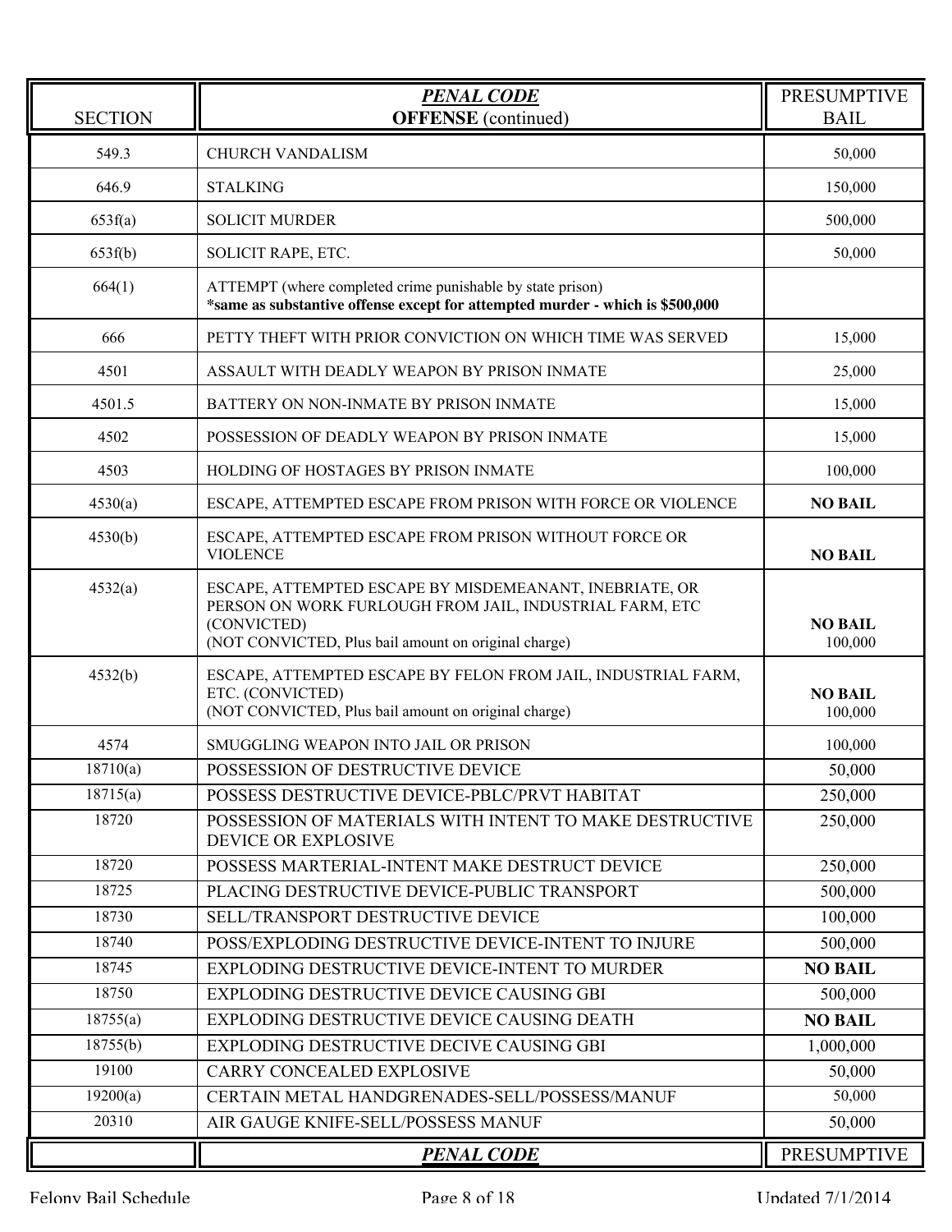| SECTION | ***PENAL CODE*** **OFFENSE** (continued) | PRESUMPTIVE BAIL |
|---|---|---|
| 549.3 | CHURCH VANDALISM | 50,000 |
| 646.9 | STALKING | 150,000 |
| 653f(a) | SOLICIT MURDER | 500,000 |
| 653f(b) | SOLICIT RAPE, ETC. | 50,000 |
| 664(1) | ATTEMPT (where completed crime punishable by state prison) **\*same as substantive offense except for attempted murder - which is $500,000** | |
| 666 | PETTY THEFT WITH PRIOR CONVICTION ON WHICH TIME WAS SERVED | 15,000 |
| 4501 | ASSAULT WITH DEADLY WEAPON BY PRISON INMATE | 25,000 |
| 4501.5 | BATTERY ON NON-INMATE BY PRISON INMATE | 15,000 |
| 4502 | POSSESSION OF DEADLY WEAPON BY PRISON INMATE | 15,000 |
| 4503 | HOLDING OF HOSTAGES BY PRISON INMATE | 100,000 |
| 4530(a) | ESCAPE, ATTEMPTED ESCAPE FROM PRISON WITH FORCE OR VIOLENCE | **NO BAIL** |
| 4530(b) | ESCAPE, ATTEMPTED ESCAPE FROM PRISON WITHOUT FORCE OR VIOLENCE | **NO BAIL** |
| 4532(a) | ESCAPE, ATTEMPTED ESCAPE BY MISDEMEANANT, INEBRIATE, OR PERSON ON WORK FURLOUGH FROM JAIL, INDUSTRIAL FARM, ETC (CONVICTED) (NOT CONVICTED, Plus bail amount on original charge) | **NO BAIL** 100,000 |
| 4532(b) | ESCAPE, ATTEMPTED ESCAPE BY FELON FROM JAIL, INDUSTRIAL FARM, ETC. (CONVICTED) (NOT CONVICTED, Plus bail amount on original charge) | **NO BAIL** 100,000 |
| 4574 | SMUGGLING WEAPON INTO JAIL OR PRISON | 100,000 |
| 18710(a) | POSSESSION OF DESTRUCTIVE DEVICE | 50,000 |
| 18715(a) | POSSESS DESTRUCTIVE DEVICE-PBLC/PRVT HABITAT | 250,000 |
| 18720 | POSSESSION OF MATERIALS WITH INTENT TO MAKE DESTRUCTIVE DEVICE OR EXPLOSIVE | 250,000 |
| 18720 | POSSESS MARTERIAL-INTENT MAKE DESTRUCT DEVICE | 250,000 |
| 18725 | PLACING DESTRUCTIVE DEVICE-PUBLIC TRANSPORT | 500,000 |
| 18730 | SELL/TRANSPORT DESTRUCTIVE DEVICE | 100,000 |
| 18740 | POSS/EXPLODING DESTRUCTIVE DEVICE-INTENT TO INJURE | 500,000 |
| 18745 | EXPLODING DESTRUCTIVE DEVICE-INTENT TO MURDER | **NO BAIL** |
| 18750 | EXPLODING DESTRUCTIVE DEVICE CAUSING GBI | 500,000 |
| 18755(a) | EXPLODING DESTRUCTIVE DEVICE CAUSING DEATH | **NO BAIL** |
| 18755(b) | EXPLODING DESTRUCTIVE DECIVE CAUSING GBI | 1,000,000 |
| 19100 | CARRY CONCEALED EXPLOSIVE | 50,000 |
| 19200(a) | CERTAIN METAL HANDGRENADES-SELL/POSSESS/MANUF | 50,000 |
| 20310 | AIR GAUGE KNIFE-SELL/POSSESS MANUF | 50,000 |
| | ***PENAL CODE*** | PRESUMPTIVE |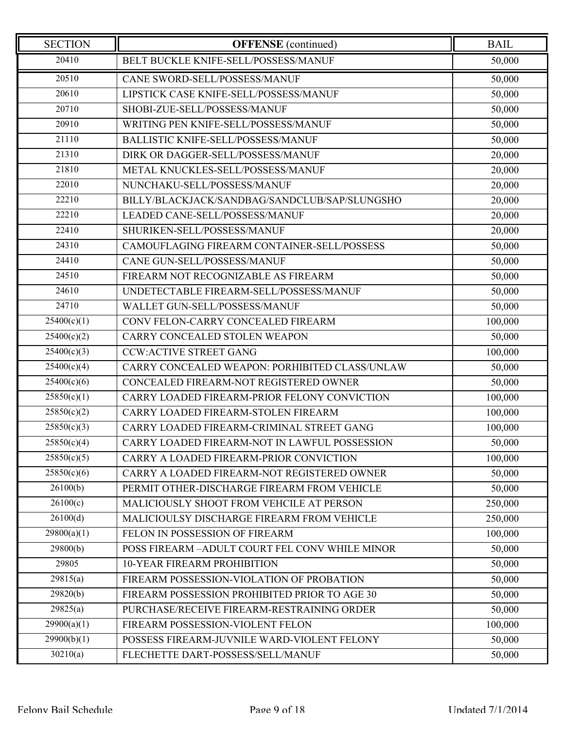| SECTION | **OFFENSE** (continued) | BAIL |
|---|---|---|
| 20410 | BELT BUCKLE KNIFE-SELL/POSSESS/MANUF | 50,000 |
| 20510 | CANE SWORD-SELL/POSSESS/MANUF | 50,000 |
| 20610 | LIPSTICK CASE KNIFE-SELL/POSSESS/MANUF | 50,000 |
| 20710 | SHOBI-ZUE-SELL/POSSESS/MANUF | 50,000 |
| 20910 | WRITING PEN KNIFE-SELL/POSSESS/MANUF | 50,000 |
| 21110 | BALLISTIC KNIFE-SELL/POSSESS/MANUF | 50,000 |
| 21310 | DIRK OR DAGGER-SELL/POSSESS/MANUF | 20,000 |
| 21810 | METAL KNUCKLES-SELL/POSSESS/MANUF | 20,000 |
| 22010 | NUNCHAKU-SELL/POSSESS/MANUF | 20,000 |
| 22210 | BILLY/BLACKJACK/SANDBAG/SANDCLUB/SAP/SLUNGSHO | 20,000 |
| 22210 | LEADED CANE-SELL/POSSESS/MANUF | 20,000 |
| 22410 | SHURIKEN-SELL/POSSESS/MANUF | 20,000 |
| 24310 | CAMOUFLAGING FIREARM CONTAINER-SELL/POSSESS | 50,000 |
| 24410 | CANE GUN-SELL/POSSESS/MANUF | 50,000 |
| 24510 | FIREARM NOT RECOGNIZABLE AS FIREARM | 50,000 |
| 24610 | UNDETECTABLE FIREARM-SELL/POSSESS/MANUF | 50,000 |
| 24710 | WALLET GUN-SELL/POSSESS/MANUF | 50,000 |
| 25400(c)(1) | CONV FELON-CARRY CONCEALED FIREARM | 100,000 |
| 25400(c)(2) | CARRY CONCEALED STOLEN WEAPON | 50,000 |
| 25400(c)(3) | CCW:ACTIVE STREET GANG | 100,000 |
| 25400(c)(4) | CARRY CONCEALED WEAPON: PORHIBITED CLASS/UNLAW | 50,000 |
| 25400(c)(6) | CONCEALED FIREARM-NOT REGISTERED OWNER | 50,000 |
| 25850(c)(1) | CARRY LOADED FIREARM-PRIOR FELONY CONVICTION | 100,000 |
| 25850(c)(2) | CARRY LOADED FIREARM-STOLEN FIREARM | 100,000 |
| 25850(c)(3) | CARRY LOADED FIREARM-CRIMINAL STREET GANG | 100,000 |
| 25850(c)(4) | CARRY LOADED FIREARM-NOT IN LAWFUL POSSESSION | 50,000 |
| 25850(c)(5) | CARRY A LOADED FIREARM-PRIOR CONVICTION | 100,000 |
| 25850(c)(6) | CARRY A LOADED FIREARM-NOT REGISTERED OWNER | 50,000 |
| 26100(b) | PERMIT OTHER-DISCHARGE FIREARM FROM VEHICLE | 50,000 |
| 26100(c) | MALICIOUSLY SHOOT FROM VEHCILE AT PERSON | 250,000 |
| 26100(d) | MALICIOULSY DISCHARGE FIREARM FROM VEHICLE | 250,000 |
| 29800(a)(1) | FELON IN POSSESSION OF FIREARM | 100,000 |
| 29800(b) | POSS FIREARM –ADULT COURT FEL CONV WHILE MINOR | 50,000 |
| 29805 | 10-YEAR FIREARM PROHIBITION | 50,000 |
| 29815(a) | FIREARM POSSESSION-VIOLATION OF PROBATION | 50,000 |
| 29820(b) | FIREARM POSSESSION PROHIBITED PRIOR TO AGE 30 | 50,000 |
| 29825(a) | PURCHASE/RECEIVE FIREARM-RESTRAINING ORDER | 50,000 |
| 29900(a)(1) | FIREARM POSSESSION-VIOLENT FELON | 100,000 |
| 29900(b)(1) | POSSESS FIREARM-JUVNILE WARD-VIOLENT FELONY | 50,000 |
| 30210(a) | FLECHETTE DART-POSSESS/SELL/MANUF | 50,000 |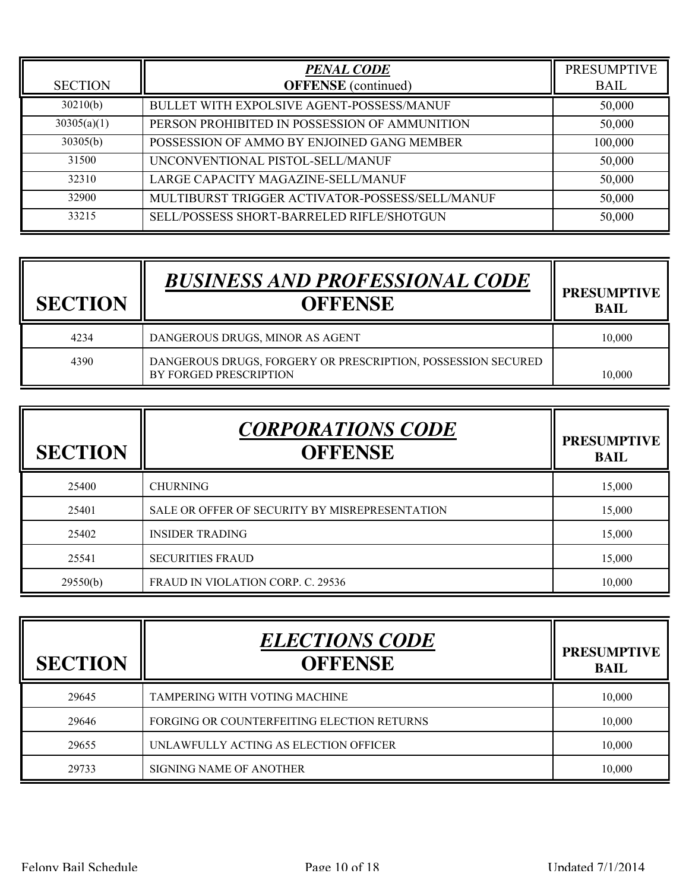| SECTION | ***PENAL CODE*** **OFFENSE** (continued) | PRESUMPTIVE BAIL |
|---|---|---|
| 30210(b) | BULLET WITH EXPOLSIVE AGENT-POSSESS/MANUF | 50,000 |
| 30305(a)(1) | PERSON PROHIBITED IN POSSESSION OF AMMUNITION | 50,000 |
| 30305(b) | POSSESSION OF AMMO BY ENJOINED GANG MEMBER | 100,000 |
| 31500 | UNCONVENTIONAL PISTOL-SELL/MANUF | 50,000 |
| 32310 | LARGE CAPACITY MAGAZINE-SELL/MANUF | 50,000 |
| 32900 | MULTIBURST TRIGGER ACTIVATOR-POSSESS/SELL/MANUF | 50,000 |
| 33215 | SELL/POSSESS SHORT-BARRELED RIFLE/SHOTGUN | 50,000 |

| SECTION | ***BUSINESS AND PROFESSIONAL CODE*** **OFFENSE** | PRESUMPTIVE BAIL |
|---|---|---|
| 4234 | DANGEROUS DRUGS, MINOR AS AGENT | 10,000 |
| 4390 | DANGEROUS DRUGS, FORGERY OR PRESCRIPTION, POSSESSION SECURED BY FORGED PRESCRIPTION | 10,000 |

| SECTION | ***CORPORATIONS CODE*** **OFFENSE** | PRESUMPTIVE BAIL |
|---|---|---|
| 25400 | CHURNING | 15,000 |
| 25401 | SALE OR OFFER OF SECURITY BY MISREPRESENTATION | 15,000 |
| 25402 | INSIDER TRADING | 15,000 |
| 25541 | SECURITIES FRAUD | 15,000 |
| 29550(b) | FRAUD IN VIOLATION CORP. C. 29536 | 10,000 |

| SECTION | ***ELECTIONS CODE*** **OFFENSE** | PRESUMPTIVE BAIL |
|---|---|---|
| 29645 | TAMPERING WITH VOTING MACHINE | 10,000 |
| 29646 | FORGING OR COUNTERFEITING ELECTION RETURNS | 10,000 |
| 29655 | UNLAWFULLY ACTING AS ELECTION OFFICER | 10,000 |
| 29733 | SIGNING NAME OF ANOTHER | 10,000 |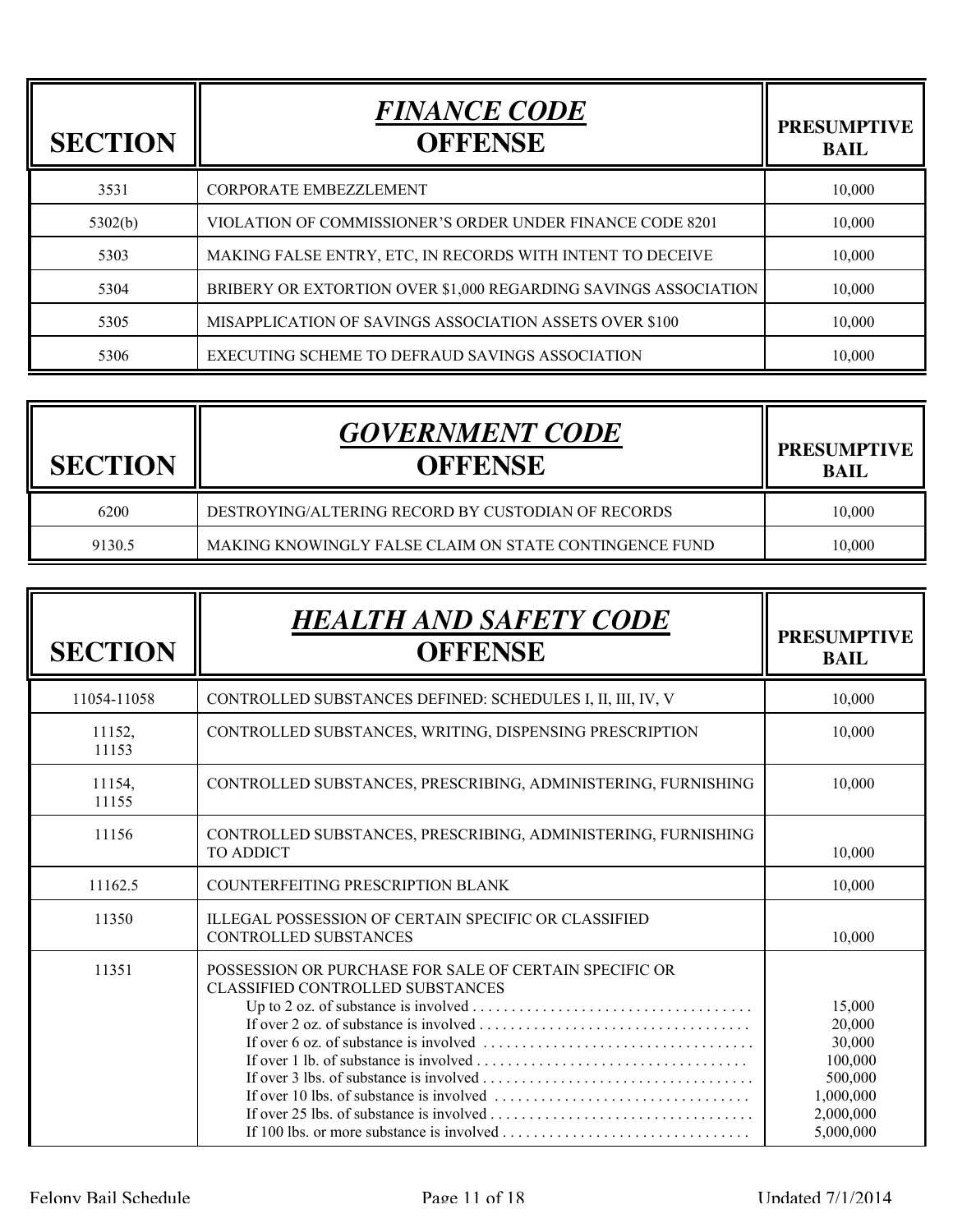| SECTION | *FINANCE CODE* **OFFENSE** | PRESUMPTIVE BAIL |
|---|---|---|
| 3531 | CORPORATE EMBEZZLEMENT | 10,000 |
| 5302(b) | VIOLATION OF COMMISSIONER'S ORDER UNDER FINANCE CODE 8201 | 10,000 |
| 5303 | MAKING FALSE ENTRY, ETC, IN RECORDS WITH INTENT TO DECEIVE | 10,000 |
| 5304 | BRIBERY OR EXTORTION OVER $1,000 REGARDING SAVINGS ASSOCIATION | 10,000 |
| 5305 | MISAPPLICATION OF SAVINGS ASSOCIATION ASSETS OVER $100 | 10,000 |
| 5306 | EXECUTING SCHEME TO DEFRAUD SAVINGS ASSOCIATION | 10,000 |

| SECTION | *GOVERNMENT CODE* **OFFENSE** | PRESUMPTIVE BAIL |
|---|---|---|
| 6200 | DESTROYING/ALTERING RECORD BY CUSTODIAN OF RECORDS | 10,000 |
| 9130.5 | MAKING KNOWINGLY FALSE CLAIM ON STATE CONTINGENCE FUND | 10,000 |

| SECTION | *HEALTH AND SAFETY CODE* **OFFENSE** | PRESUMPTIVE BAIL |
|---|---|---|
| 11054-11058 | CONTROLLED SUBSTANCES DEFINED: SCHEDULES I, II, III, IV, V | 10,000 |
| 11152, 11153 | CONTROLLED SUBSTANCES, WRITING, DISPENSING PRESCRIPTION | 10,000 |
| 11154, 11155 | CONTROLLED SUBSTANCES, PRESCRIBING, ADMINISTERING, FURNISHING | 10,000 |
| 11156 | CONTROLLED SUBSTANCES, PRESCRIBING, ADMINISTERING, FURNISHING TO ADDICT | 10,000 |
| 11162.5 | COUNTERFEITING PRESCRIPTION BLANK | 10,000 |
| 11350 | ILLEGAL POSSESSION OF CERTAIN SPECIFIC OR CLASSIFIED CONTROLLED SUBSTANCES | 10,000 |
| 11351 | POSSESSION OR PURCHASE FOR SALE OF CERTAIN SPECIFIC OR CLASSIFIED CONTROLLED SUBSTANCES | |
| | Up to 2 oz. of substance is involved | 15,000 |
| | If over 2 oz. of substance is involved | 20,000 |
| | If over 6 oz. of substance is involved | 30,000 |
| | If over 1 lb. of substance is involved | 100,000 |
| | If over 3 lbs. of substance is involved | 500,000 |
| | If over 10 lbs. of substance is involved | 1,000,000 |
| | If over 25 lbs. of substance is involved | 2,000,000 |
| | If 100 lbs. or more substance is involved | 5,000,000 |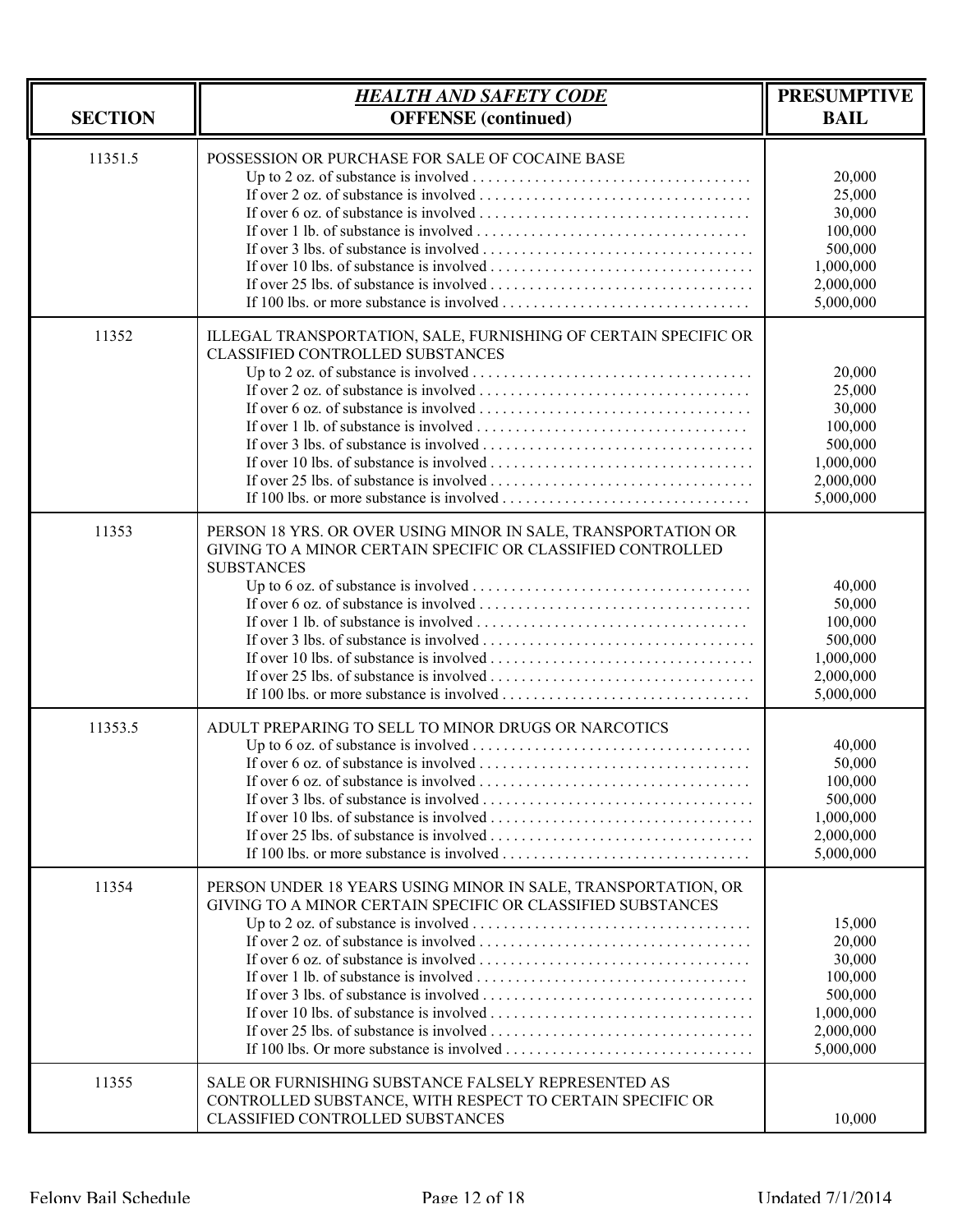| SECTION | *HEALTH AND SAFETY CODE* **OFFENSE (continued)** | PRESUMPTIVE BAIL |
|---|---|---|
| 11351.5 | POSSESSION OR PURCHASE FOR SALE OF COCAINE BASE | |
| | Up to 2 oz. of substance is involved | 20,000 |
| | If over 2 oz. of substance is involved | 25,000 |
| | If over 6 oz. of substance is involved | 30,000 |
| | If over 1 lb. of substance is involved | 100,000 |
| | If over 3 lbs. of substance is involved | 500,000 |
| | If over 10 lbs. of substance is involved | 1,000,000 |
| | If over 25 lbs. of substance is involved | 2,000,000 |
| | If 100 lbs. or more substance is involved | 5,000,000 |
| 11352 | ILLEGAL TRANSPORTATION, SALE, FURNISHING OF CERTAIN SPECIFIC OR CLASSIFIED CONTROLLED SUBSTANCES | |
| | Up to 2 oz. of substance is involved | 20,000 |
| | If over 2 oz. of substance is involved | 25,000 |
| | If over 6 oz. of substance is involved | 30,000 |
| | If over 1 lb. of substance is involved | 100,000 |
| | If over 3 lbs. of substance is involved | 500,000 |
| | If over 10 lbs. of substance is involved | 1,000,000 |
| | If over 25 lbs. of substance is involved | 2,000,000 |
| | If 100 lbs. or more substance is involved | 5,000,000 |
| 11353 | PERSON 18 YRS. OR OVER USING MINOR IN SALE, TRANSPORTATION OR GIVING TO A MINOR CERTAIN SPECIFIC OR CLASSIFIED CONTROLLED SUBSTANCES | |
| | Up to 6 oz. of substance is involved | 40,000 |
| | If over 6 oz. of substance is involved | 50,000 |
| | If over 1 lb. of substance is involved | 100,000 |
| | If over 3 lbs. of substance is involved | 500,000 |
| | If over 10 lbs. of substance is involved | 1,000,000 |
| | If over 25 lbs. of substance is involved | 2,000,000 |
| | If 100 lbs. or more substance is involved | 5,000,000 |
| 11353.5 | ADULT PREPARING TO SELL TO MINOR DRUGS OR NARCOTICS | |
| | Up to 6 oz. of substance is involved | 40,000 |
| | If over 6 oz. of substance is involved | 50,000 |
| | If over 6 oz. of substance is involved | 100,000 |
| | If over 3 lbs. of substance is involved | 500,000 |
| | If over 10 lbs. of substance is involved | 1,000,000 |
| | If over 25 lbs. of substance is involved | 2,000,000 |
| | If 100 lbs. or more substance is involved | 5,000,000 |
| 11354 | PERSON UNDER 18 YEARS USING MINOR IN SALE, TRANSPORTATION, OR GIVING TO A MINOR CERTAIN SPECIFIC OR CLASSIFIED SUBSTANCES | |
| | Up to 2 oz. of substance is involved | 15,000 |
| | If over 2 oz. of substance is involved | 20,000 |
| | If over 6 oz. of substance is involved | 30,000 |
| | If over 1 lb. of substance is involved | 100,000 |
| | If over 3 lbs. of substance is involved | 500,000 |
| | If over 10 lbs. of substance is involved | 1,000,000 |
| | If over 25 lbs. of substance is involved | 2,000,000 |
| | If 100 lbs. Or more substance is involved | 5,000,000 |
| 11355 | SALE OR FURNISHING SUBSTANCE FALSELY REPRESENTED AS CONTROLLED SUBSTANCE, WITH RESPECT TO CERTAIN SPECIFIC OR CLASSIFIED CONTROLLED SUBSTANCES | 10,000 |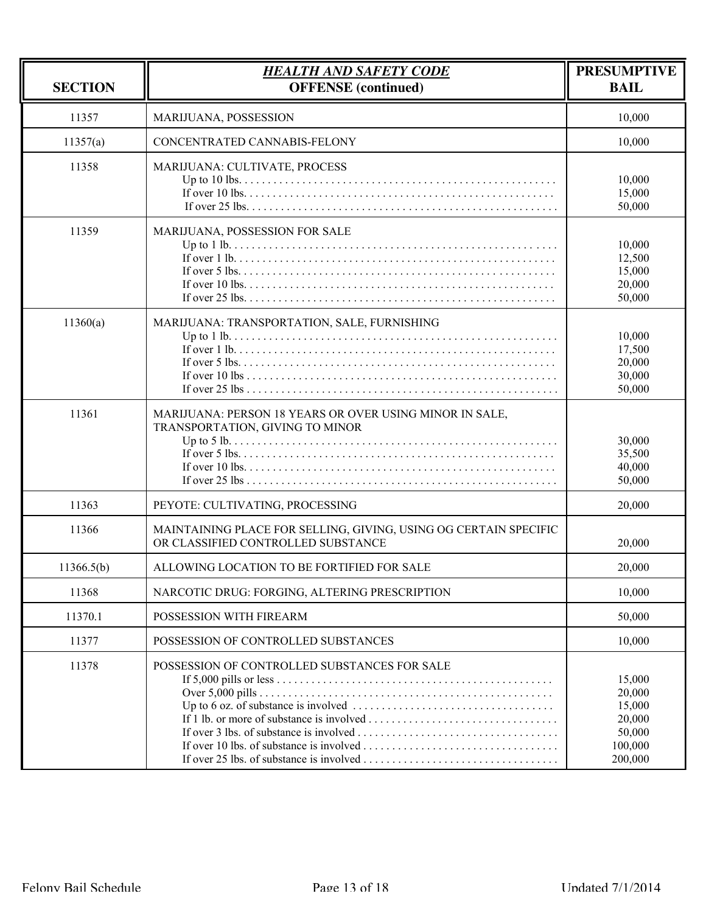| SECTION | ***HEALTH AND SAFETY CODE*** **OFFENSE (continued)** | PRESUMPTIVE BAIL |
|---|---|---|
| 11357 | MARIJUANA, POSSESSION | 10,000 |
| 11357(a) | CONCENTRATED CANNABIS-FELONY | 10,000 |
| 11358 | MARIJUANA: CULTIVATE, PROCESS | |
| | Up to 10 lbs. | 10,000 |
| | If over 10 lbs. | 15,000 |
| | If over 25 lbs. | 50,000 |
| 11359 | MARIJUANA, POSSESSION FOR SALE | |
| | Up to 1 lb. | 10,000 |
| | If over 1 lb. | 12,500 |
| | If over 5 lbs. | 15,000 |
| | If over 10 lbs. | 20,000 |
| | If over 25 lbs. | 50,000 |
| 11360(a) | MARIJUANA: TRANSPORTATION, SALE, FURNISHING | |
| | Up to 1 lb. | 10,000 |
| | If over 1 lb. | 17,500 |
| | If over 5 lbs. | 20,000 |
| | If over 10 lbs | 30,000 |
| | If over 25 lbs | 50,000 |
| 11361 | MARIJUANA: PERSON 18 YEARS OR OVER USING MINOR IN SALE, TRANSPORTATION, GIVING TO MINOR | |
| | Up to 5 lb. | 30,000 |
| | If over 5 lbs. | 35,500 |
| | If over 10 lbs. | 40,000 |
| | If over 25 lbs | 50,000 |
| 11363 | PEYOTE: CULTIVATING, PROCESSING | 20,000 |
| 11366 | MAINTAINING PLACE FOR SELLING, GIVING, USING OG CERTAIN SPECIFIC OR CLASSIFIED CONTROLLED SUBSTANCE | 20,000 |
| 11366.5(b) | ALLOWING LOCATION TO BE FORTIFIED FOR SALE | 20,000 |
| 11368 | NARCOTIC DRUG: FORGING, ALTERING PRESCRIPTION | 10,000 |
| 11370.1 | POSSESSION WITH FIREARM | 50,000 |
| 11377 | POSSESSION OF CONTROLLED SUBSTANCES | 10,000 |
| 11378 | POSSESSION OF CONTROLLED SUBSTANCES FOR SALE | |
| | If 5,000 pills or less | 15,000 |
| | Over 5,000 pills | 20,000 |
| | Up to 6 oz. of substance is involved | 15,000 |
| | If 1 lb. or more of substance is involved | 20,000 |
| | If over 3 lbs. of substance is involved | 50,000 |
| | If over 10 lbs. of substance is involved | 100,000 |
| | If over 25 lbs. of substance is involved | 200,000 |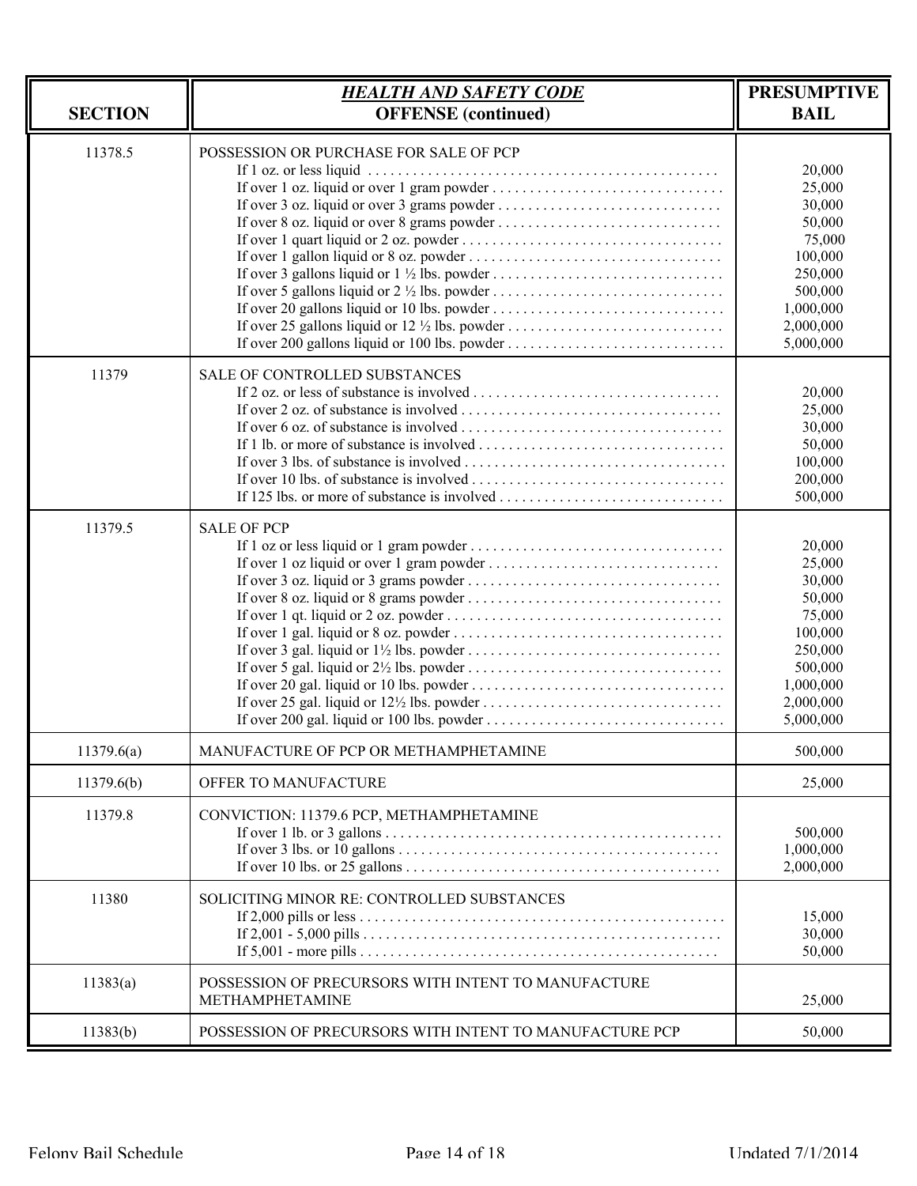| SECTION | *HEALTH AND SAFETY CODE* **OFFENSE (continued)** | PRESUMPTIVE BAIL |
|---|---|---|
| 11378.5 | POSSESSION OR PURCHASE FOR SALE OF PCP | |
| | If 1 oz. or less liquid | 20,000 |
| | If over 1 oz. liquid or over 1 gram powder | 25,000 |
| | If over 3 oz. liquid or over 3 grams powder | 30,000 |
| | If over 8 oz. liquid or over 8 grams powder | 50,000 |
| | If over 1 quart liquid or 2 oz. powder | 75,000 |
| | If over 1 gallon liquid or 8 oz. powder | 100,000 |
| | If over 3 gallons liquid or 1 ½ lbs. powder | 250,000 |
| | If over 5 gallons liquid or 2 ½ lbs. powder | 500,000 |
| | If over 20 gallons liquid or 10 lbs. powder | 1,000,000 |
| | If over 25 gallons liquid or 12 ½ lbs. powder | 2,000,000 |
| | If over 200 gallons liquid or 100 lbs. powder | 5,000,000 |
| 11379 | SALE OF CONTROLLED SUBSTANCES | |
| | If 2 oz. or less of substance is involved | 20,000 |
| | If over 2 oz. of substance is involved | 25,000 |
| | If over 6 oz. of substance is involved | 30,000 |
| | If 1 lb. or more of substance is involved | 50,000 |
| | If over 3 lbs. of substance is involved | 100,000 |
| | If over 10 lbs. of substance is involved | 200,000 |
| | If 125 lbs. or more of substance is involved | 500,000 |
| 11379.5 | SALE OF PCP | |
| | If 1 oz or less liquid or 1 gram powder | 20,000 |
| | If over 1 oz liquid or over 1 gram powder | 25,000 |
| | If over 3 oz. liquid or 3 grams powder | 30,000 |
| | If over 8 oz. liquid or 8 grams powder | 50,000 |
| | If over 1 qt. liquid or 2 oz. powder | 75,000 |
| | If over 1 gal. liquid or 8 oz. powder | 100,000 |
| | If over 3 gal. liquid or 1½ lbs. powder | 250,000 |
| | If over 5 gal. liquid or 2½ lbs. powder | 500,000 |
| | If over 20 gal. liquid or 10 lbs. powder | 1,000,000 |
| | If over 25 gal. liquid or 12½ lbs. powder | 2,000,000 |
| | If over 200 gal. liquid or 100 lbs. powder | 5,000,000 |
| 11379.6(a) | MANUFACTURE OF PCP OR METHAMPHETAMINE | 500,000 |
| 11379.6(b) | OFFER TO MANUFACTURE | 25,000 |
| 11379.8 | CONVICTION: 11379.6 PCP, METHAMPHETAMINE | |
| | If over 1 lb. or 3 gallons | 500,000 |
| | If over 3 lbs. or 10 gallons | 1,000,000 |
| | If over 10 lbs. or 25 gallons | 2,000,000 |
| 11380 | SOLICITING MINOR RE: CONTROLLED SUBSTANCES | |
| | If 2,000 pills or less | 15,000 |
| | If 2,001 - 5,000 pills | 30,000 |
| | If 5,001 - more pills | 50,000 |
| 11383(a) | POSSESSION OF PRECURSORS WITH INTENT TO MANUFACTURE METHAMPHETAMINE | 25,000 |
| 11383(b) | POSSESSION OF PRECURSORS WITH INTENT TO MANUFACTURE PCP | 50,000 |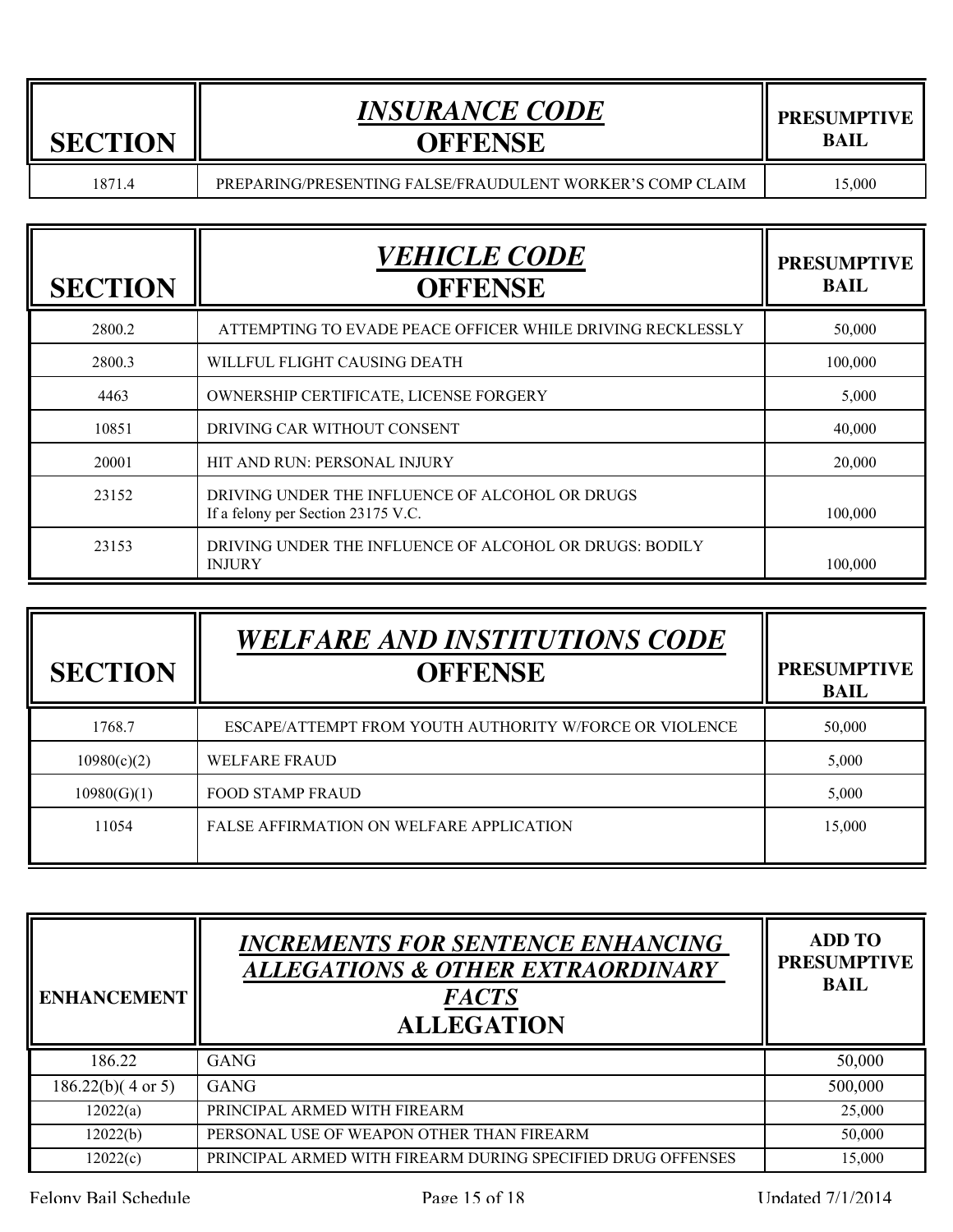| SECTION | *INSURANCE CODE* OFFENSE | PRESUMPTIVE BAIL |
|---|---|---|
| 1871.4 | PREPARING/PRESENTING FALSE/FRAUDULENT WORKER'S COMP CLAIM | 15,000 |

| SECTION | *VEHICLE CODE* OFFENSE | PRESUMPTIVE BAIL |
|---|---|---|
| 2800.2 | ATTEMPTING TO EVADE PEACE OFFICER WHILE DRIVING RECKLESSLY | 50,000 |
| 2800.3 | WILLFUL FLIGHT CAUSING DEATH | 100,000 |
| 4463 | OWNERSHIP CERTIFICATE, LICENSE FORGERY | 5,000 |
| 10851 | DRIVING CAR WITHOUT CONSENT | 40,000 |
| 20001 | HIT AND RUN: PERSONAL INJURY | 20,000 |
| 23152 | DRIVING UNDER THE INFLUENCE OF ALCOHOL OR DRUGS<br>If a felony per Section 23175 V.C. | 100,000 |
| 23153 | DRIVING UNDER THE INFLUENCE OF ALCOHOL OR DRUGS: BODILY INJURY | 100,000 |

| SECTION | *WELFARE AND INSTITUTIONS CODE* OFFENSE | PRESUMPTIVE BAIL |
|---|---|---|
| 1768.7 | ESCAPE/ATTEMPT FROM YOUTH AUTHORITY W/FORCE OR VIOLENCE | 50,000 |
| 10980(c)(2) | WELFARE FRAUD | 5,000 |
| 10980(G)(1) | FOOD STAMP FRAUD | 5,000 |
| 11054 | FALSE AFFIRMATION ON WELFARE APPLICATION | 15,000 |

| ENHANCEMENT | *INCREMENTS FOR SENTENCE ENHANCING ALLEGATIONS & OTHER EXTRAORDINARY FACTS* ALLEGATION | ADD TO PRESUMPTIVE BAIL |
|---|---|---|
| 186.22 | GANG | 50,000 |
| 186.22(b)( 4 or 5) | GANG | 500,000 |
| 12022(a) | PRINCIPAL ARMED WITH FIREARM | 25,000 |
| 12022(b) | PERSONAL USE OF WEAPON OTHER THAN FIREARM | 50,000 |
| 12022(c) | PRINCIPAL ARMED WITH FIREARM DURING SPECIFIED DRUG OFFENSES | 15,000 |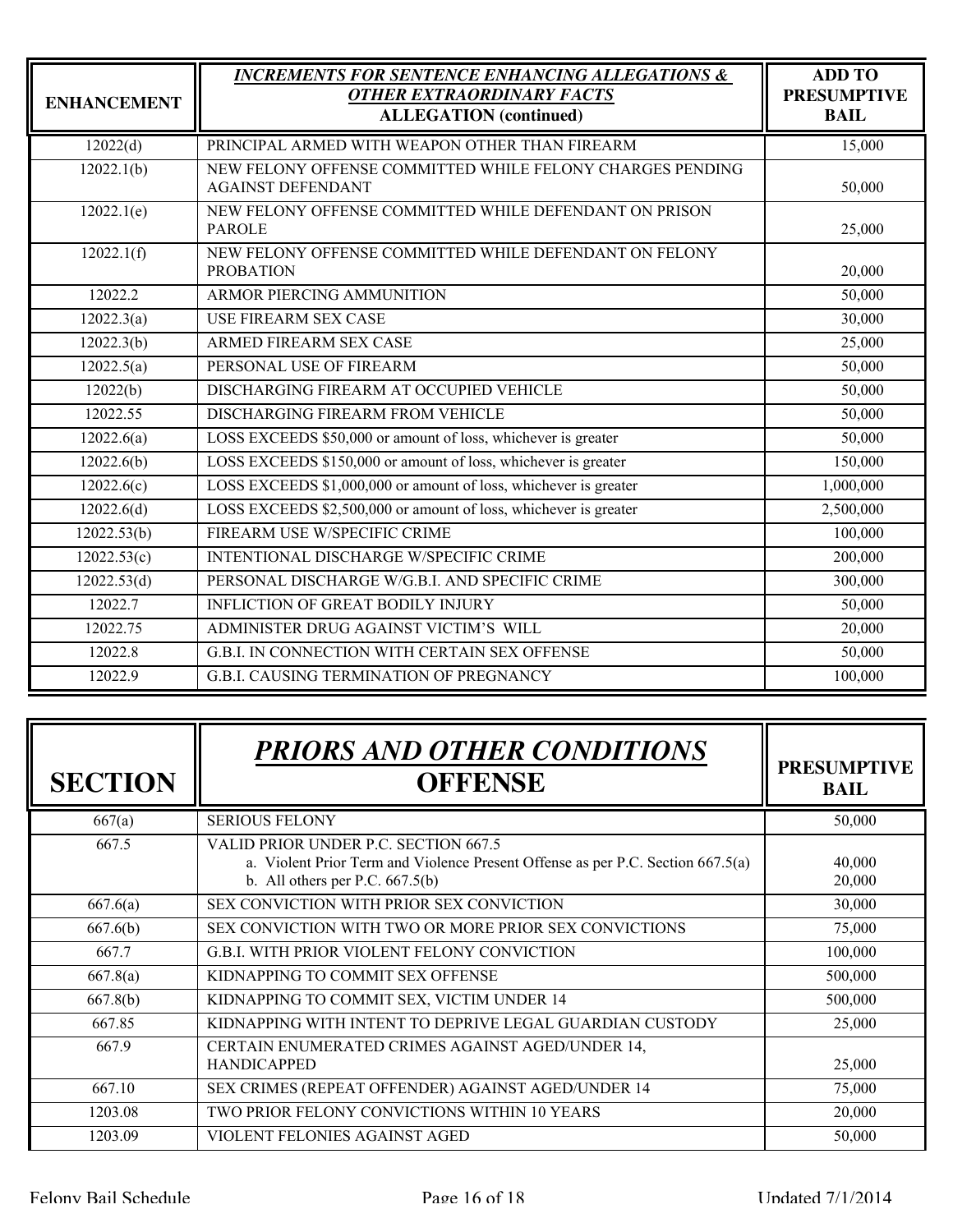| ENHANCEMENT | *INCREMENTS FOR SENTENCE ENHANCING ALLEGATIONS & OTHER EXTRAORDINARY FACTS* **ALLEGATION (continued)** | ADD TO PRESUMPTIVE BAIL |
|---|---|---|
| 12022(d) | PRINCIPAL ARMED WITH WEAPON OTHER THAN FIREARM | 15,000 |
| 12022.1(b) | NEW FELONY OFFENSE COMMITTED WHILE FELONY CHARGES PENDING AGAINST DEFENDANT | 50,000 |
| 12022.1(e) | NEW FELONY OFFENSE COMMITTED WHILE DEFENDANT ON PRISON PAROLE | 25,000 |
| 12022.1(f) | NEW FELONY OFFENSE COMMITTED WHILE DEFENDANT ON FELONY PROBATION | 20,000 |
| 12022.2 | ARMOR PIERCING AMMUNITION | 50,000 |
| 12022.3(a) | USE FIREARM SEX CASE | 30,000 |
| 12022.3(b) | ARMED FIREARM SEX CASE | 25,000 |
| 12022.5(a) | PERSONAL USE OF FIREARM | 50,000 |
| 12022(b) | DISCHARGING FIREARM AT OCCUPIED VEHICLE | 50,000 |
| 12022.55 | DISCHARGING FIREARM FROM VEHICLE | 50,000 |
| 12022.6(a) | LOSS EXCEEDS $50,000 or amount of loss, whichever is greater | 50,000 |
| 12022.6(b) | LOSS EXCEEDS $150,000 or amount of loss, whichever is greater | 150,000 |
| 12022.6(c) | LOSS EXCEEDS $1,000,000 or amount of loss, whichever is greater | 1,000,000 |
| 12022.6(d) | LOSS EXCEEDS $2,500,000 or amount of loss, whichever is greater | 2,500,000 |
| 12022.53(b) | FIREARM USE W/SPECIFIC CRIME | 100,000 |
| 12022.53(c) | INTENTIONAL DISCHARGE W/SPECIFIC CRIME | 200,000 |
| 12022.53(d) | PERSONAL DISCHARGE W/G.B.I. AND SPECIFIC CRIME | 300,000 |
| 12022.7 | INFLICTION OF GREAT BODILY INJURY | 50,000 |
| 12022.75 | ADMINISTER DRUG AGAINST VICTIM'S WILL | 20,000 |
| 12022.8 | G.B.I. IN CONNECTION WITH CERTAIN SEX OFFENSE | 50,000 |
| 12022.9 | G.B.I. CAUSING TERMINATION OF PREGNANCY | 100,000 |

| SECTION | *PRIORS AND OTHER CONDITIONS* **OFFENSE** | PRESUMPTIVE BAIL |
|---|---|---|
| 667(a) | SERIOUS FELONY | 50,000 |
| 667.5 | VALID PRIOR UNDER P.C. SECTION 667.5<br>a. Violent Prior Term and Violence Present Offense as per P.C. Section 667.5(a)<br>b. All others per P.C. 667.5(b) | <br>40,000<br>20,000 |
| 667.6(a) | SEX CONVICTION WITH PRIOR SEX CONVICTION | 30,000 |
| 667.6(b) | SEX CONVICTION WITH TWO OR MORE PRIOR SEX CONVICTIONS | 75,000 |
| 667.7 | G.B.I. WITH PRIOR VIOLENT FELONY CONVICTION | 100,000 |
| 667.8(a) | KIDNAPPING TO COMMIT SEX OFFENSE | 500,000 |
| 667.8(b) | KIDNAPPING TO COMMIT SEX, VICTIM UNDER 14 | 500,000 |
| 667.85 | KIDNAPPING WITH INTENT TO DEPRIVE LEGAL GUARDIAN CUSTODY | 25,000 |
| 667.9 | CERTAIN ENUMERATED CRIMES AGAINST AGED/UNDER 14, HANDICAPPED | 25,000 |
| 667.10 | SEX CRIMES (REPEAT OFFENDER) AGAINST AGED/UNDER 14 | 75,000 |
| 1203.08 | TWO PRIOR FELONY CONVICTIONS WITHIN 10 YEARS | 20,000 |
| 1203.09 | VIOLENT FELONIES AGAINST AGED | 50,000 |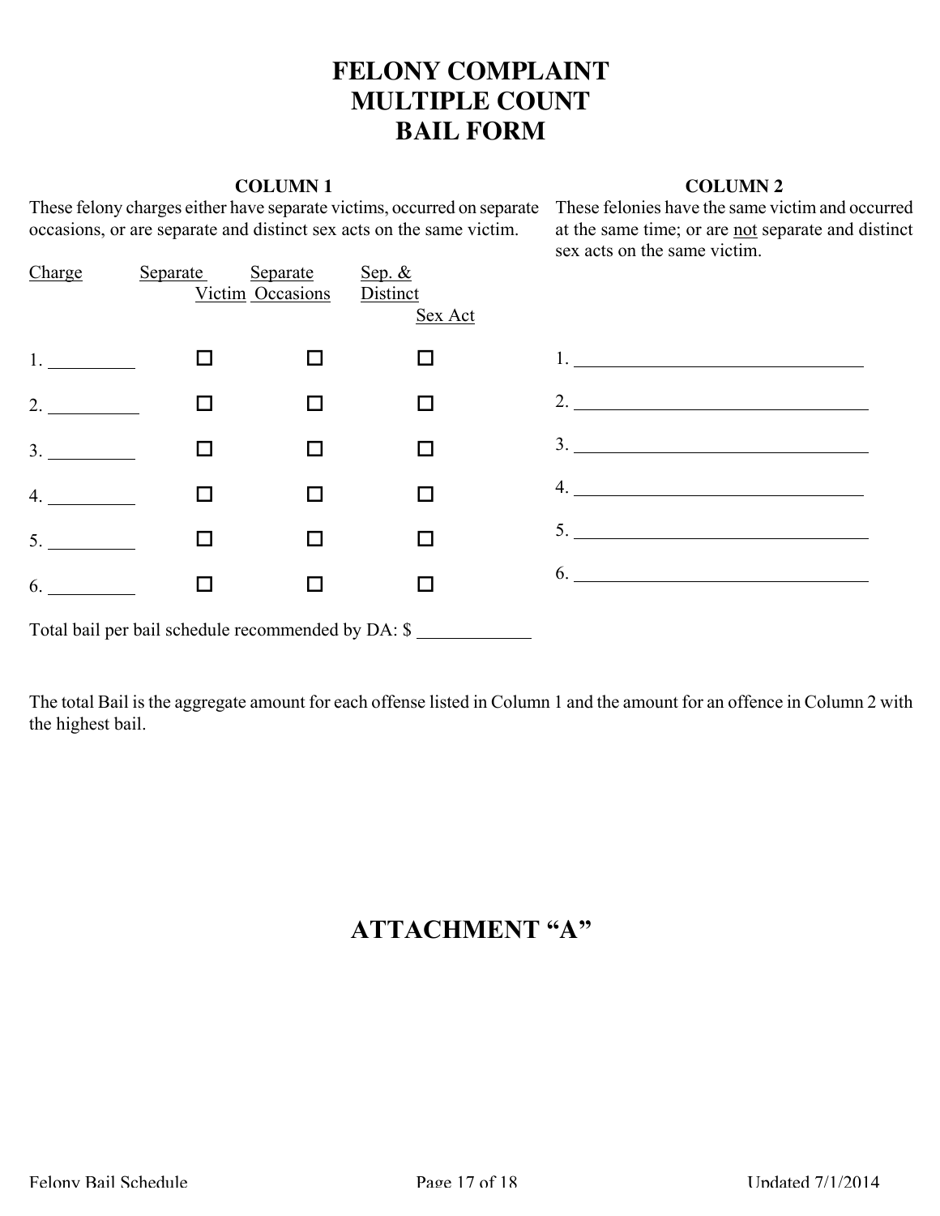# FELONY COMPLAINT
# MULTIPLE COUNT
# BAIL FORM

**COLUMN 1**

These felony charges either have separate victims, occurred on separate occasions, or are separate and distinct sex acts on the same victim.

| Charge | Separate Victim | Separate Occasions | Sep. & Distinct Sex Act |
|---|---|---|---|
| 1. ________ | ☐ | ☐ | ☐ |
| 2. ________ | ☐ | ☐ | ☐ |
| 3. ________ | ☐ | ☐ | ☐ |
| 4. ________ | ☐ | ☐ | ☐ |
| 5. ________ | ☐ | ☐ | ☐ |
| 6. ________ | ☐ | ☐ | ☐ |

Total bail per bail schedule recommended by DA: $ ____________

**COLUMN 2**

These felonies have the same victim and occurred at the same time; or are not separate and distinct sex acts on the same victim.

1. ________________________________
2. ________________________________
3. ________________________________
4. ________________________________
5. ________________________________
6. ________________________________

The total Bail is the aggregate amount for each offense listed in Column 1 and the amount for an offence in Column 2 with the highest bail.

# ATTACHMENT "A"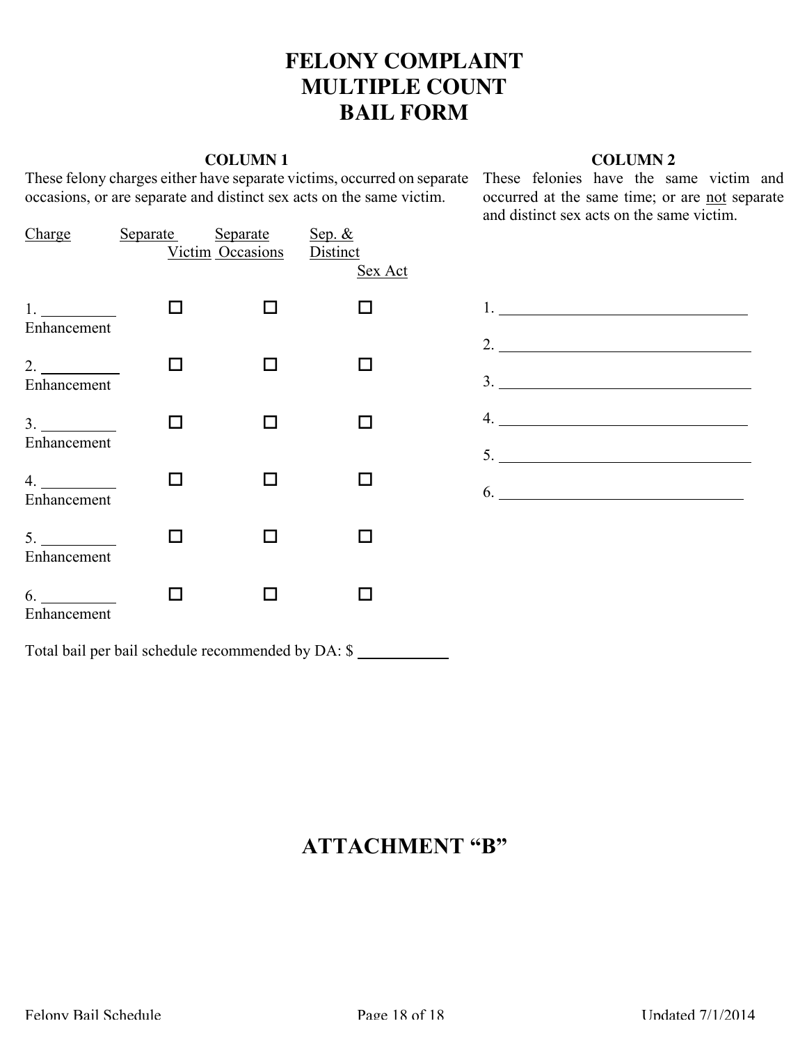# FELONY COMPLAINT
# MULTIPLE COUNT
# BAIL FORM

**COLUMN 1**

These felony charges either have separate victims, occurred on separate occasions, or are separate and distinct sex acts on the same victim.

| Charge | Separate Victim | Separate Occasions | Sep. & Distinct Sex Act |
|---|---|---|---|
| 1. ________ Enhancement | ☐ | ☐ | ☐ |
| 2. ________ Enhancement | ☐ | ☐ | ☐ |
| 3. ________ Enhancement | ☐ | ☐ | ☐ |
| 4. ________ Enhancement | ☐ | ☐ | ☐ |
| 5. ________ Enhancement | ☐ | ☐ | ☐ |
| 6. ________ Enhancement | ☐ | ☐ | ☐ |

Total bail per bail schedule recommended by DA: $ __________

**COLUMN 2**

These felonies have the same victim and occurred at the same time; or are not separate and distinct sex acts on the same victim.

1. ______________________________
2. ______________________________
3. ______________________________
4. ______________________________
5. ______________________________
6. ______________________________

# ATTACHMENT "B"